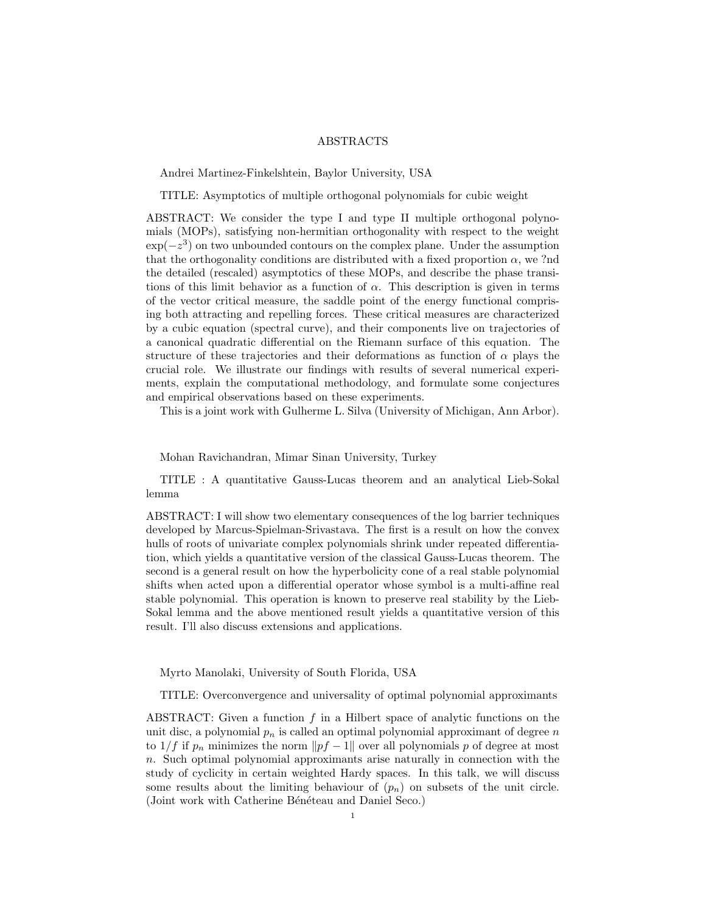# ABSTRACTS

Andrei Martinez-Finkelshtein, Baylor University, USA

TITLE: Asymptotics of multiple orthogonal polynomials for cubic weight

ABSTRACT: We consider the type I and type II multiple orthogonal polynomials (MOPs), satisfying non-hermitian orthogonality with respect to the weight $\exp(-z^3)$ on two unbounded contours on the complex plane. Under the assumption that the orthogonality conditions are distributed with a fixed proportion $\alpha$, we ?nd the detailed (rescaled) asymptotics of these MOPs, and describe the phase transitions of this limit behavior as a function of $\alpha$. This description is given in terms of the vector critical measure, the saddle point of the energy functional comprising both attracting and repelling forces. These critical measures are characterized by a cubic equation (spectral curve), and their components live on trajectories of a canonical quadratic differential on the Riemann surface of this equation. The structure of these trajectories and their deformations as function of $\alpha$ plays the crucial role. We illustrate our findings with results of several numerical experiments, explain the computational methodology, and formulate some conjectures and empirical observations based on these experiments.

This is a joint work with Gulherme L. Silva (University of Michigan, Ann Arbor).

Mohan Ravichandran, Mimar Sinan University, Turkey

TITLE : A quantitative Gauss-Lucas theorem and an analytical Lieb-Sokal lemma

ABSTRACT: I will show two elementary consequences of the log barrier techniques developed by Marcus-Spielman-Srivastava. The first is a result on how the convex hulls of roots of univariate complex polynomials shrink under repeated differentiation, which yields a quantitative version of the classical Gauss-Lucas theorem. The second is a general result on how the hyperbolicity cone of a real stable polynomial shifts when acted upon a differential operator whose symbol is a multi-affine real stable polynomial. This operation is known to preserve real stability by the Lieb-Sokal lemma and the above mentioned result yields a quantitative version of this result. I'll also discuss extensions and applications.

Myrto Manolaki, University of South Florida, USA

TITLE: Overconvergence and universality of optimal polynomial approximants

ABSTRACT: Given a function $f$ in a Hilbert space of analytic functions on the unit disc, a polynomial $p_n$ is called an optimal polynomial approximant of degree $n$ to $1/f$ if $p_n$ minimizes the norm $\|pf - 1\|$ over all polynomials $p$ of degree at most $n$. Such optimal polynomial approximants arise naturally in connection with the study of cyclicity in certain weighted Hardy spaces. In this talk, we will discuss some results about the limiting behaviour of $(p_n)$ on subsets of the unit circle. (Joint work with Catherine Bénéteau and Daniel Seco.)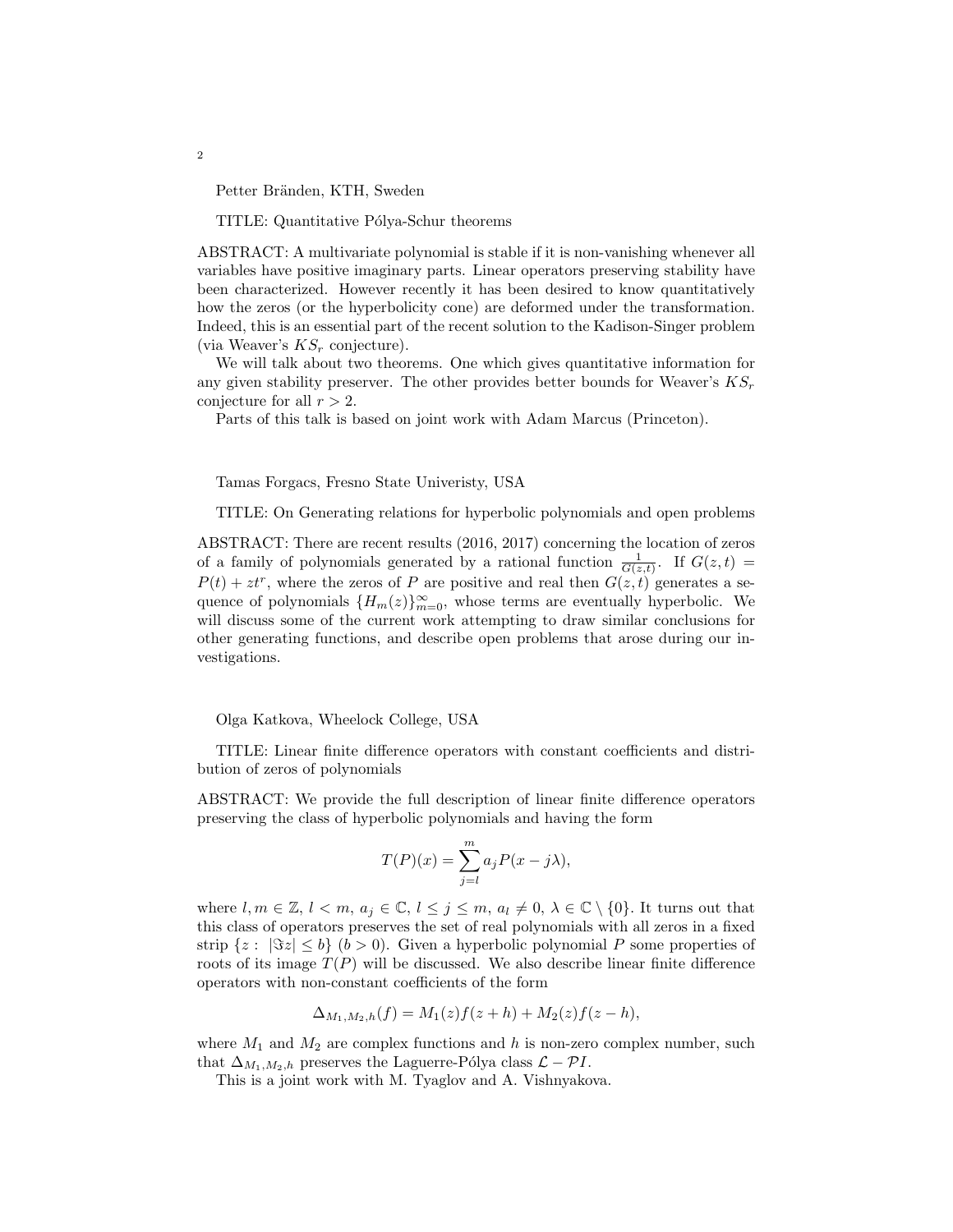Petter Bränden, KTH, Sweden

TITLE: Quantitative Pólya-Schur theorems

ABSTRACT: A multivariate polynomial is stable if it is non-vanishing whenever all variables have positive imaginary parts. Linear operators preserving stability have been characterized. However recently it has been desired to know quantitatively how the zeros (or the hyperbolicity cone) are deformed under the transformation. Indeed, this is an essential part of the recent solution to the Kadison-Singer problem (via Weaver's $KS_r$ conjecture).

We will talk about two theorems. One which gives quantitative information for any given stability preserver. The other provides better bounds for Weaver's $KS_r$ conjecture for all $r > 2$.

Parts of this talk is based on joint work with Adam Marcus (Princeton).

Tamas Forgacs, Fresno State Univeristy, USA

TITLE: On Generating relations for hyperbolic polynomials and open problems

ABSTRACT: There are recent results (2016, 2017) concerning the location of zeros of a family of polynomials generated by a rational function $\frac{1}{G(z,t)}$. If $G(z,t) = P(t) + zt^r$, where the zeros of $P$ are positive and real then $G(z,t)$ generates a sequence of polynomials $\{H_m(z)\}_{m=0}^{\infty}$, whose terms are eventually hyperbolic. We will discuss some of the current work attempting to draw similar conclusions for other generating functions, and describe open problems that arose during our investigations.

Olga Katkova, Wheelock College, USA

TITLE: Linear finite difference operators with constant coefficients and distribution of zeros of polynomials

ABSTRACT: We provide the full description of linear finite difference operators preserving the class of hyperbolic polynomials and having the form

$$T(P)(x) = \sum_{j=l}^{m} a_j P(x - j\lambda),$$

where $l, m \in \mathbb{Z}$, $l < m$, $a_j \in \mathbb{C}$, $l \leq j \leq m$, $a_l \neq 0$, $\lambda \in \mathbb{C} \setminus \{0\}$. It turns out that this class of operators preserves the set of real polynomials with all zeros in a fixed strip $\{z : \ |\Im z| \leq b\}$ $(b > 0)$. Given a hyperbolic polynomial $P$ some properties of roots of its image $T(P)$ will be discussed. We also describe linear finite difference operators with non-constant coefficients of the form

$$\Delta_{M_1,M_2,h}(f) = M_1(z)f(z+h) + M_2(z)f(z-h),$$

where $M_1$ and $M_2$ are complex functions and $h$ is non-zero complex number, such that $\Delta_{M_1,M_2,h}$ preserves the Laguerre-Pólya class $\mathcal{L} - \mathcal{P}I$.

This is a joint work with M. Tyaglov and A. Vishnyakova.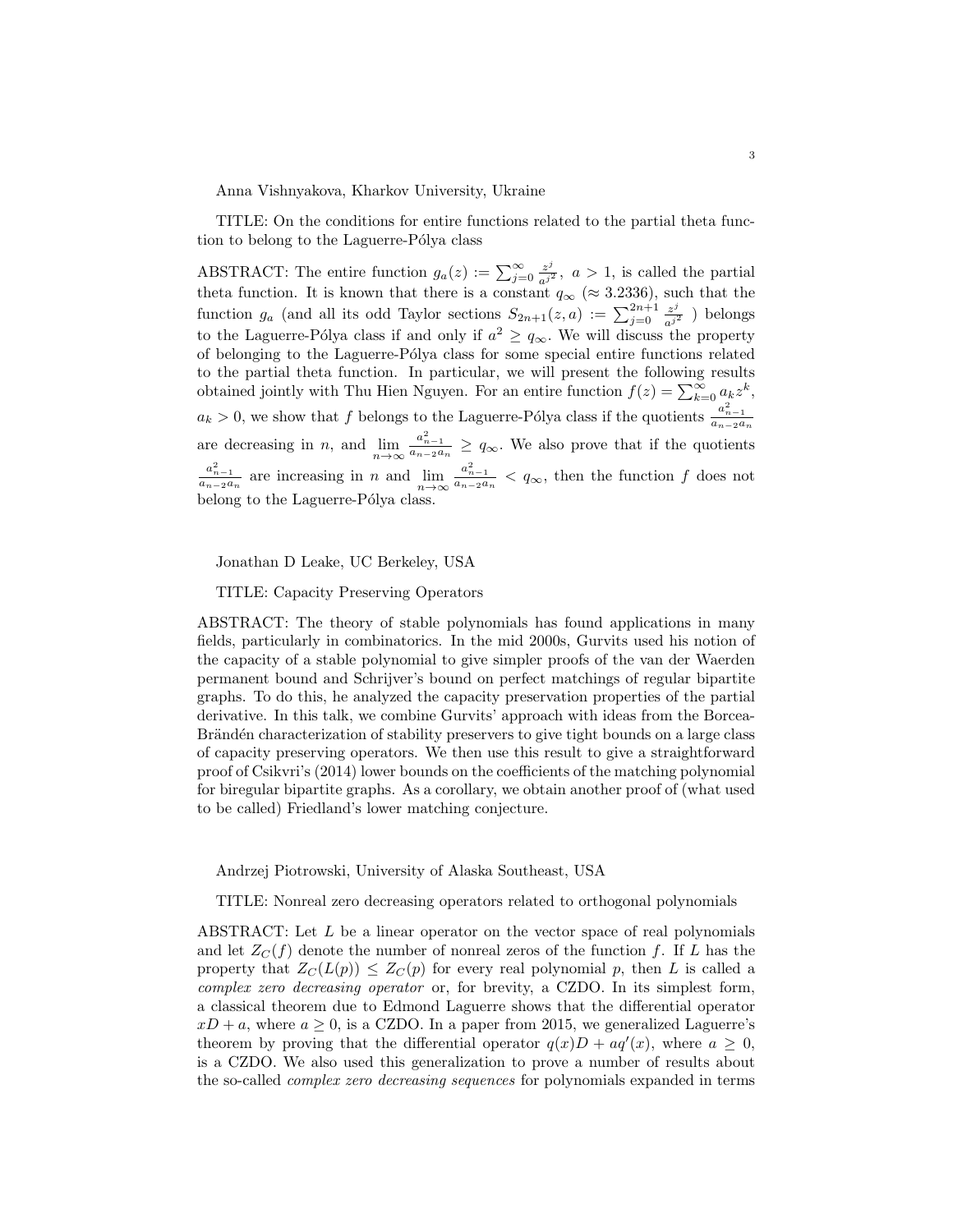Anna Vishnyakova, Kharkov University, Ukraine

TITLE: On the conditions for entire functions related to the partial theta function to belong to the Laguerre-Pólya class

ABSTRACT: The entire function $g_a(z) := \sum_{j=0}^{\infty} \frac{z^j}{a^{j^2}},\ a > 1$, is called the partial theta function. It is known that there is a constant $q_\infty$ ($\approx 3.2336$), such that the function $g_a$ (and all its odd Taylor sections $S_{2n+1}(z,a) := \sum_{j=0}^{2n+1} \frac{z^j}{a^{j^2}}$ ) belongs to the Laguerre-Pólya class if and only if $a^2 \geq q_\infty$. We will discuss the property of belonging to the Laguerre-Pólya class for some special entire functions related to the partial theta function. In particular, we will present the following results obtained jointly with Thu Hien Nguyen. For an entire function $f(z) = \sum_{k=0}^{\infty} a_k z^k$, $a_k > 0$, we show that $f$ belongs to the Laguerre-Pólya class if the quotients $\frac{a_{n-1}^2}{a_{n-2}a_n}$ are decreasing in $n$, and $\lim_{n\to\infty} \frac{a_{n-1}^2}{a_{n-2}a_n} \geq q_\infty$. We also prove that if the quotients $\frac{a_{n-1}^2}{a_{n-2}a_n}$ are increasing in $n$ and $\lim_{n\to\infty} \frac{a_{n-1}^2}{a_{n-2}a_n} < q_\infty$, then the function $f$ does not belong to the Laguerre-Pólya class.

Jonathan D Leake, UC Berkeley, USA

TITLE: Capacity Preserving Operators

ABSTRACT: The theory of stable polynomials has found applications in many fields, particularly in combinatorics. In the mid 2000s, Gurvits used his notion of the capacity of a stable polynomial to give simpler proofs of the van der Waerden permanent bound and Schrijver's bound on perfect matchings of regular bipartite graphs. To do this, he analyzed the capacity preservation properties of the partial derivative. In this talk, we combine Gurvits' approach with ideas from the Borcea-Brändén characterization of stability preservers to give tight bounds on a large class of capacity preserving operators. We then use this result to give a straightforward proof of Csikvri's (2014) lower bounds on the coefficients of the matching polynomial for biregular bipartite graphs. As a corollary, we obtain another proof of (what used to be called) Friedland's lower matching conjecture.

Andrzej Piotrowski, University of Alaska Southeast, USA

TITLE: Nonreal zero decreasing operators related to orthogonal polynomials

ABSTRACT: Let $L$ be a linear operator on the vector space of real polynomials and let $Z_C(f)$ denote the number of nonreal zeros of the function $f$. If $L$ has the property that $Z_C(L(p)) \leq Z_C(p)$ for every real polynomial $p$, then $L$ is called a *complex zero decreasing operator* or, for brevity, a CZDO. In its simplest form, a classical theorem due to Edmond Laguerre shows that the differential operator $xD + a$, where $a \geq 0$, is a CZDO. In a paper from 2015, we generalized Laguerre's theorem by proving that the differential operator $q(x)D + aq'(x)$, where $a \geq 0$, is a CZDO. We also used this generalization to prove a number of results about the so-called *complex zero decreasing sequences* for polynomials expanded in terms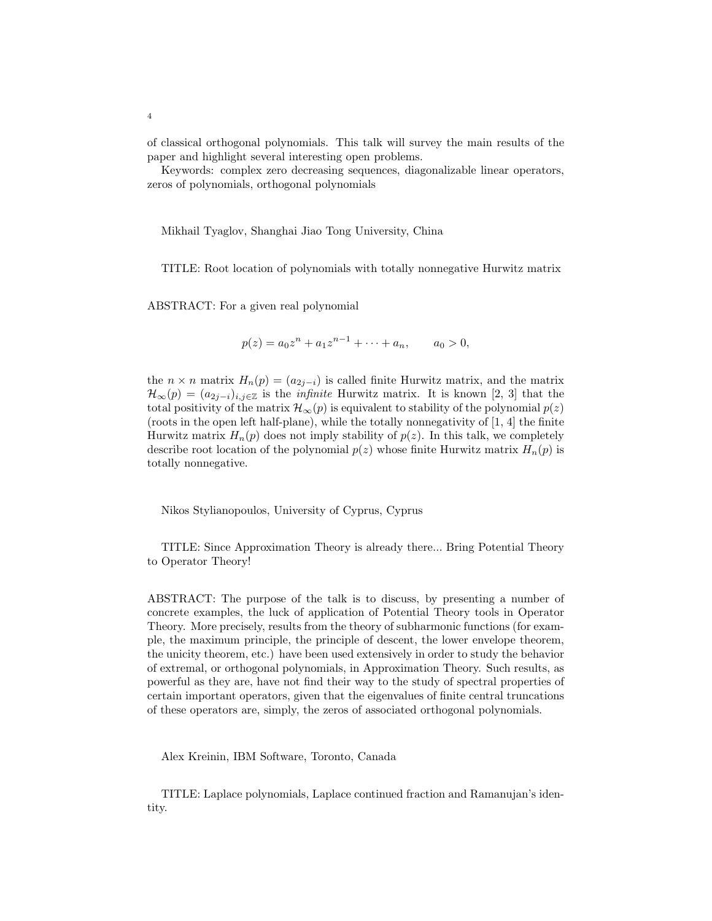of classical orthogonal polynomials. This talk will survey the main results of the paper and highlight several interesting open problems.

Keywords: complex zero decreasing sequences, diagonalizable linear operators, zeros of polynomials, orthogonal polynomials

Mikhail Tyaglov, Shanghai Jiao Tong University, China

TITLE: Root location of polynomials with totally nonnegative Hurwitz matrix

ABSTRACT: For a given real polynomial

$$p(z) = a_0 z^n + a_1 z^{n-1} + \cdots + a_n, \qquad a_0 > 0,$$

the $n \times n$ matrix $H_n(p) = (a_{2j-i})$ is called finite Hurwitz matrix, and the matrix $\mathcal{H}_\infty(p) = (a_{2j-i})_{i,j\in\mathbb{Z}}$ is the *infinite* Hurwitz matrix. It is known [2, 3] that the total positivity of the matrix $\mathcal{H}_\infty(p)$ is equivalent to stability of the polynomial $p(z)$ (roots in the open left half-plane), while the totally nonnegativity of [1, 4] the finite Hurwitz matrix $H_n(p)$ does not imply stability of $p(z)$. In this talk, we completely describe root location of the polynomial $p(z)$ whose finite Hurwitz matrix $H_n(p)$ is totally nonnegative.

Nikos Stylianopoulos, University of Cyprus, Cyprus

TITLE: Since Approximation Theory is already there... Bring Potential Theory to Operator Theory!

ABSTRACT: The purpose of the talk is to discuss, by presenting a number of concrete examples, the luck of application of Potential Theory tools in Operator Theory. More precisely, results from the theory of subharmonic functions (for example, the maximum principle, the principle of descent, the lower envelope theorem, the unicity theorem, etc.) have been used extensively in order to study the behavior of extremal, or orthogonal polynomials, in Approximation Theory. Such results, as powerful as they are, have not find their way to the study of spectral properties of certain important operators, given that the eigenvalues of finite central truncations of these operators are, simply, the zeros of associated orthogonal polynomials.

Alex Kreinin, IBM Software, Toronto, Canada

TITLE: Laplace polynomials, Laplace continued fraction and Ramanujan's identity.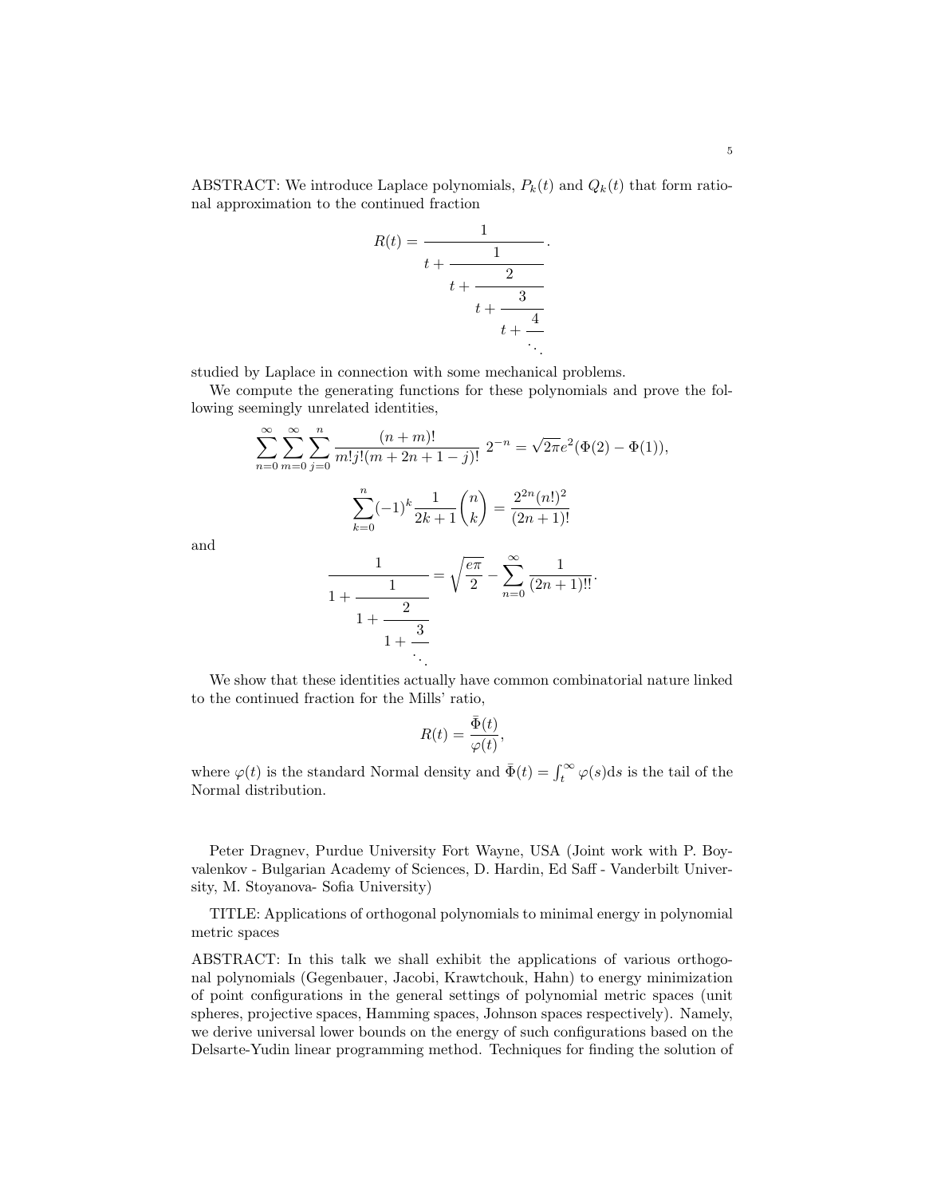ABSTRACT: We introduce Laplace polynomials, $P_k(t)$ and $Q_k(t)$ that form rational approximation to the continued fraction

$$R(t) = \cfrac{1}{t + \cfrac{1}{t + \cfrac{2}{t + \cfrac{3}{t + \cfrac{4}{\ddots}}}}}.$$

studied by Laplace in connection with some mechanical problems.

We compute the generating functions for these polynomials and prove the following seemingly unrelated identities,

$$\sum_{n=0}^{\infty} \sum_{m=0}^{\infty} \sum_{j=0}^{n} \frac{(n+m)!}{m!j!(m+2n+1-j)!} \, 2^{-n} = \sqrt{2\pi} e^2 (\Phi(2) - \Phi(1)),$$

$$\sum_{k=0}^{n} (-1)^k \frac{1}{2k+1} \binom{n}{k} = \frac{2^{2n}(n!)^2}{(2n+1)!}$$

and

$$\cfrac{1}{1 + \cfrac{1}{1 + \cfrac{2}{1 + \cfrac{3}{\ddots}}}} = \sqrt{\frac{e\pi}{2}} - \sum_{n=0}^{\infty} \frac{1}{(2n+1)!!}.$$

We show that these identities actually have common combinatorial nature linked to the continued fraction for the Mills' ratio,

$$R(t) = \frac{\bar{\Phi}(t)}{\varphi(t)},$$

where $\varphi(t)$ is the standard Normal density and $\bar{\Phi}(t) = \int_t^{\infty} \varphi(s) \mathrm{d}s$ is the tail of the Normal distribution.

Peter Dragnev, Purdue University Fort Wayne, USA (Joint work with P. Boyvalenkov - Bulgarian Academy of Sciences, D. Hardin, Ed Saff - Vanderbilt University, M. Stoyanova- Sofia University)

TITLE: Applications of orthogonal polynomials to minimal energy in polynomial metric spaces

ABSTRACT: In this talk we shall exhibit the applications of various orthogonal polynomials (Gegenbauer, Jacobi, Krawtchouk, Hahn) to energy minimization of point configurations in the general settings of polynomial metric spaces (unit spheres, projective spaces, Hamming spaces, Johnson spaces respectively). Namely, we derive universal lower bounds on the energy of such configurations based on the Delsarte-Yudin linear programming method. Techniques for finding the solution of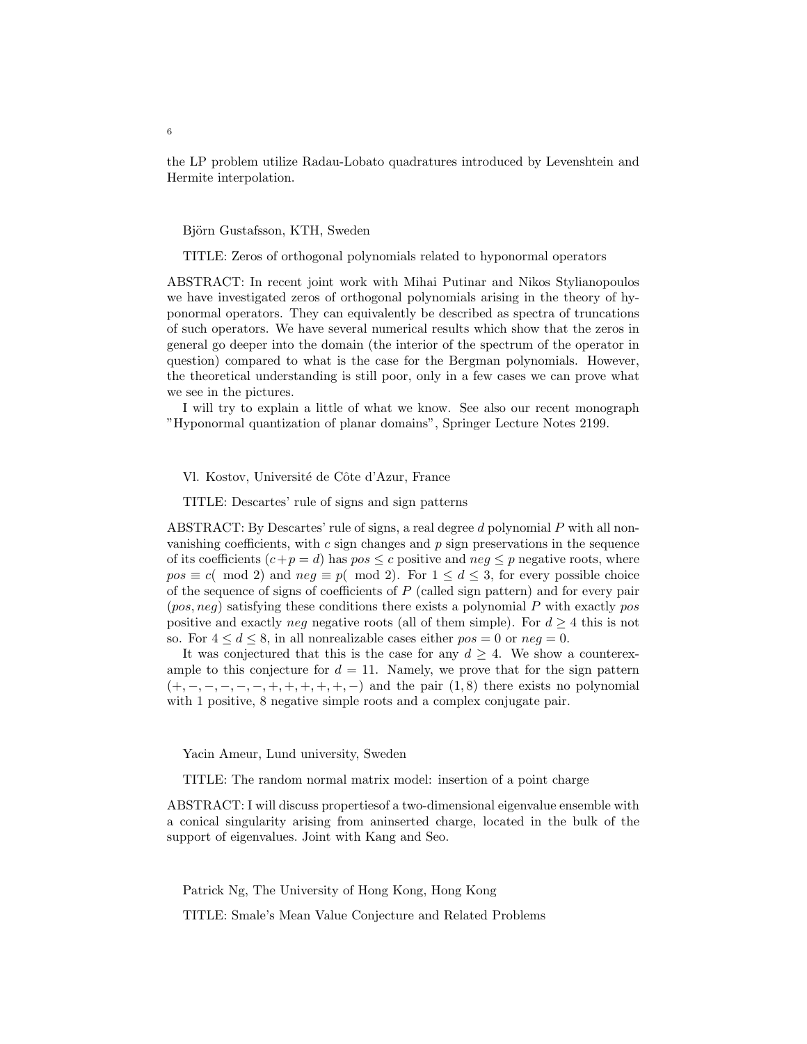the LP problem utilize Radau-Lobato quadratures introduced by Levenshtein and Hermite interpolation.

Björn Gustafsson, KTH, Sweden

TITLE: Zeros of orthogonal polynomials related to hyponormal operators

ABSTRACT: In recent joint work with Mihai Putinar and Nikos Stylianopoulos we have investigated zeros of orthogonal polynomials arising in the theory of hyponormal operators. They can equivalently be described as spectra of truncations of such operators. We have several numerical results which show that the zeros in general go deeper into the domain (the interior of the spectrum of the operator in question) compared to what is the case for the Bergman polynomials. However, the theoretical understanding is still poor, only in a few cases we can prove what we see in the pictures.

I will try to explain a little of what we know. See also our recent monograph "Hyponormal quantization of planar domains", Springer Lecture Notes 2199.

Vl. Kostov, Université de Côte d'Azur, France

TITLE: Descartes' rule of signs and sign patterns

ABSTRACT: By Descartes' rule of signs, a real degree $d$ polynomial $P$ with all non-vanishing coefficients, with $c$ sign changes and $p$ sign preservations in the sequence of its coefficients ($c+p=d$) has $pos \leq c$ positive and $neg \leq p$ negative roots, where $pos \equiv c(\mod 2)$ and $neg \equiv p(\mod 2)$. For $1 \leq d \leq 3$, for every possible choice of the sequence of signs of coefficients of $P$ (called sign pattern) and for every pair $(pos, neg)$ satisfying these conditions there exists a polynomial $P$ with exactly $pos$ positive and exactly $neg$ negative roots (all of them simple). For $d \geq 4$ this is not so. For $4 \leq d \leq 8$, in all nonrealizable cases either $pos = 0$ or $neg = 0$.

It was conjectured that this is the case for any $d \geq 4$. We show a counterexample to this conjecture for $d = 11$. Namely, we prove that for the sign pattern $(+,-,-,-,-,-,+,+,+,+,+,-)$ and the pair $(1,8)$ there exists no polynomial with 1 positive, 8 negative simple roots and a complex conjugate pair.

Yacin Ameur, Lund university, Sweden

TITLE: The random normal matrix model: insertion of a point charge

ABSTRACT: I will discuss propertiesof a two-dimensional eigenvalue ensemble with a conical singularity arising from aninserted charge, located in the bulk of the support of eigenvalues. Joint with Kang and Seo.

Patrick Ng, The University of Hong Kong, Hong Kong

TITLE: Smale's Mean Value Conjecture and Related Problems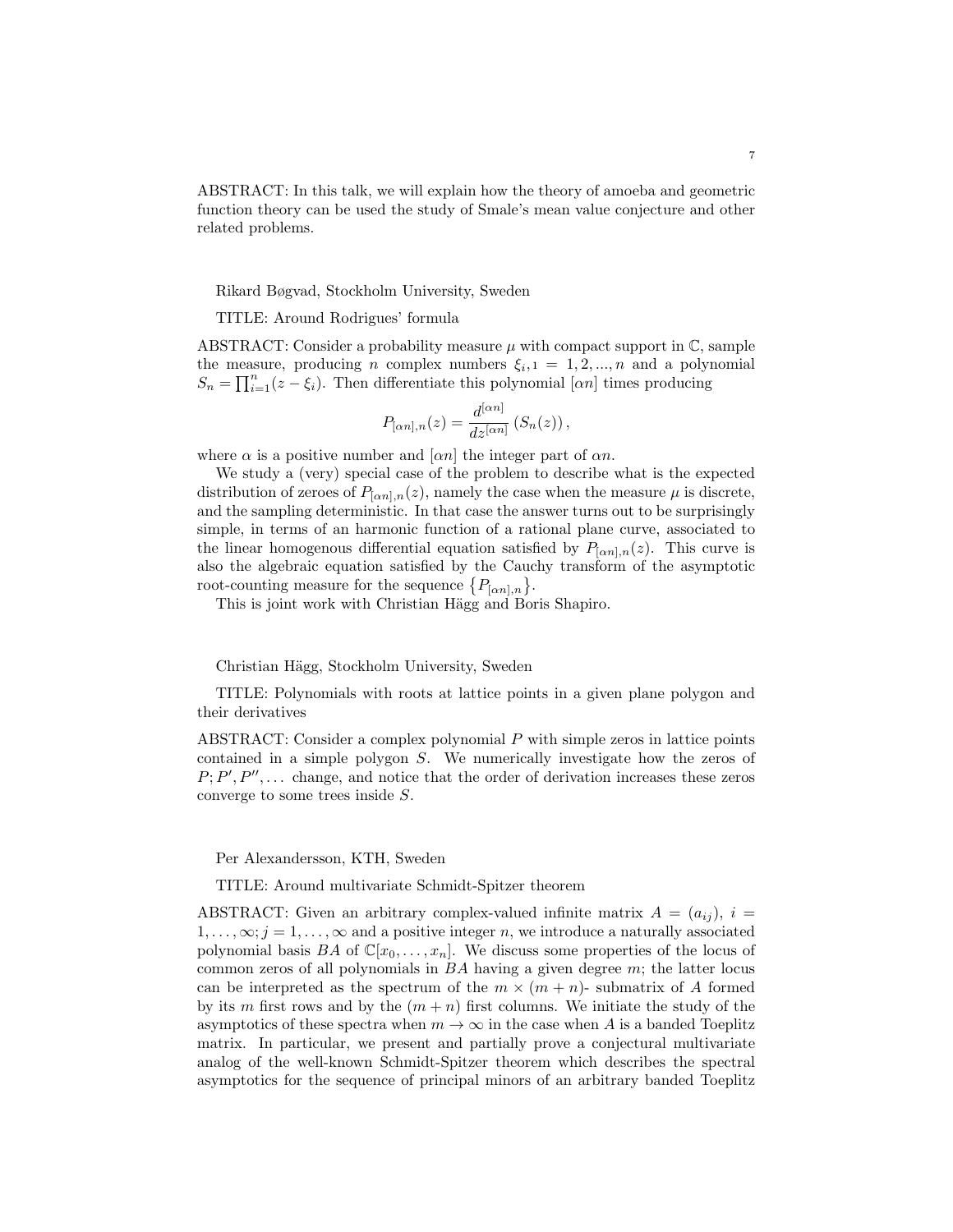ABSTRACT: In this talk, we will explain how the theory of amoeba and geometric function theory can be used the study of Smale's mean value conjecture and other related problems.

Rikard Bøgvad, Stockholm University, Sweden

TITLE: Around Rodrigues' formula

ABSTRACT: Consider a probability measure $\mu$ with compact support in $\mathbb{C}$, sample the measure, producing $n$ complex numbers $\xi_i, \imath = 1, 2, ..., n$ and a polynomial $S_n = \prod_{i=1}^{n}(z - \xi_i)$. Then differentiate this polynomial $[\alpha n]$ times producing

$$P_{[\alpha n],n}(z) = \frac{d^{[\alpha n]}}{dz^{[\alpha n]}} \left(S_n(z)\right),$$

where $\alpha$ is a positive number and $[\alpha n]$ the integer part of $\alpha n$.

We study a (very) special case of the problem to describe what is the expected distribution of zeroes of $P_{[\alpha n],n}(z)$, namely the case when the measure $\mu$ is discrete, and the sampling deterministic. In that case the answer turns out to be surprisingly simple, in terms of an harmonic function of a rational plane curve, associated to the linear homogenous differential equation satisfied by $P_{[\alpha n],n}(z)$. This curve is also the algebraic equation satisfied by the Cauchy transform of the asymptotic root-counting measure for the sequence $\{P_{[\alpha n],n}\}$.

This is joint work with Christian Hägg and Boris Shapiro.

Christian Hägg, Stockholm University, Sweden

TITLE: Polynomials with roots at lattice points in a given plane polygon and their derivatives

ABSTRACT: Consider a complex polynomial $P$ with simple zeros in lattice points contained in a simple polygon $S$. We numerically investigate how the zeros of $P; P', P'', \ldots$ change, and notice that the order of derivation increases these zeros converge to some trees inside $S$.

Per Alexandersson, KTH, Sweden

TITLE: Around multivariate Schmidt-Spitzer theorem

ABSTRACT: Given an arbitrary complex-valued infinite matrix $A = (a_{ij})$, $i = 1, \ldots, \infty; j = 1, \ldots, \infty$ and a positive integer $n$, we introduce a naturally associated polynomial basis $BA$ of $\mathbb{C}[x_0, \ldots, x_n]$. We discuss some properties of the locus of common zeros of all polynomials in $BA$ having a given degree $m$; the latter locus can be interpreted as the spectrum of the $m \times (m + n)$- submatrix of $A$ formed by its $m$ first rows and by the $(m + n)$ first columns. We initiate the study of the asymptotics of these spectra when $m \to \infty$ in the case when $A$ is a banded Toeplitz matrix. In particular, we present and partially prove a conjectural multivariate analog of the well-known Schmidt-Spitzer theorem which describes the spectral asymptotics for the sequence of principal minors of an arbitrary banded Toeplitz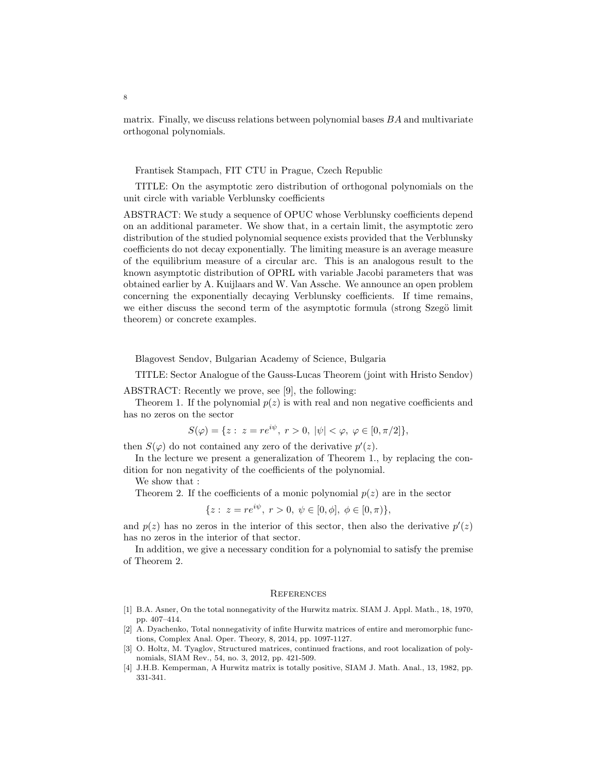matrix. Finally, we discuss relations between polynomial bases $BA$ and multivariate orthogonal polynomials.

Frantisek Stampach, FIT CTU in Prague, Czech Republic

TITLE: On the asymptotic zero distribution of orthogonal polynomials on the unit circle with variable Verblunsky coefficients

ABSTRACT: We study a sequence of OPUC whose Verblunsky coefficients depend on an additional parameter. We show that, in a certain limit, the asymptotic zero distribution of the studied polynomial sequence exists provided that the Verblunsky coefficients do not decay exponentially. The limiting measure is an average measure of the equilibrium measure of a circular arc. This is an analogous result to the known asymptotic distribution of OPRL with variable Jacobi parameters that was obtained earlier by A. Kuijlaars and W. Van Assche. We announce an open problem concerning the exponentially decaying Verblunsky coefficients. If time remains, we either discuss the second term of the asymptotic formula (strong Szegö limit theorem) or concrete examples.

Blagovest Sendov, Bulgarian Academy of Science, Bulgaria

TITLE: Sector Analogue of the Gauss-Lucas Theorem (joint with Hristo Sendov)

ABSTRACT: Recently we prove, see [9], the following:

Theorem 1. If the polynomial $p(z)$ is with real and non negative coefficients and has no zeros on the sector

$$S(\varphi) = \{z : \ z = re^{i\psi}, \ r > 0, \ |\psi| < \varphi, \ \varphi \in [0, \pi/2]\},$$

then $S(\varphi)$ do not contained any zero of the derivative $p'(z)$.

In the lecture we present a generalization of Theorem 1., by replacing the condition for non negativity of the coefficients of the polynomial.

We show that :

Theorem 2. If the coefficients of a monic polynomial $p(z)$ are in the sector

$$\{z : \ z = re^{i\psi}, \ r > 0, \ \psi \in [0, \phi], \ \phi \in [0, \pi)\},$$

and $p(z)$ has no zeros in the interior of this sector, then also the derivative $p'(z)$ has no zeros in the interior of that sector.

In addition, we give a necessary condition for a polynomial to satisfy the premise of Theorem 2.

## References

[1] B.A. Asner, On the total nonnegativity of the Hurwitz matrix. SIAM J. Appl. Math., 18, 1970, pp. 407–414.

[2] A. Dyachenko, Total nonnegativity of infite Hurwitz matrices of entire and meromorphic functions, Complex Anal. Oper. Theory, 8, 2014, pp. 1097-1127.

[3] O. Holtz, M. Tyaglov, Structured matrices, continued fractions, and root localization of polynomials, SIAM Rev., 54, no. 3, 2012, pp. 421-509.

[4] J.H.B. Kemperman, A Hurwitz matrix is totally positive, SIAM J. Math. Anal., 13, 1982, pp. 331-341.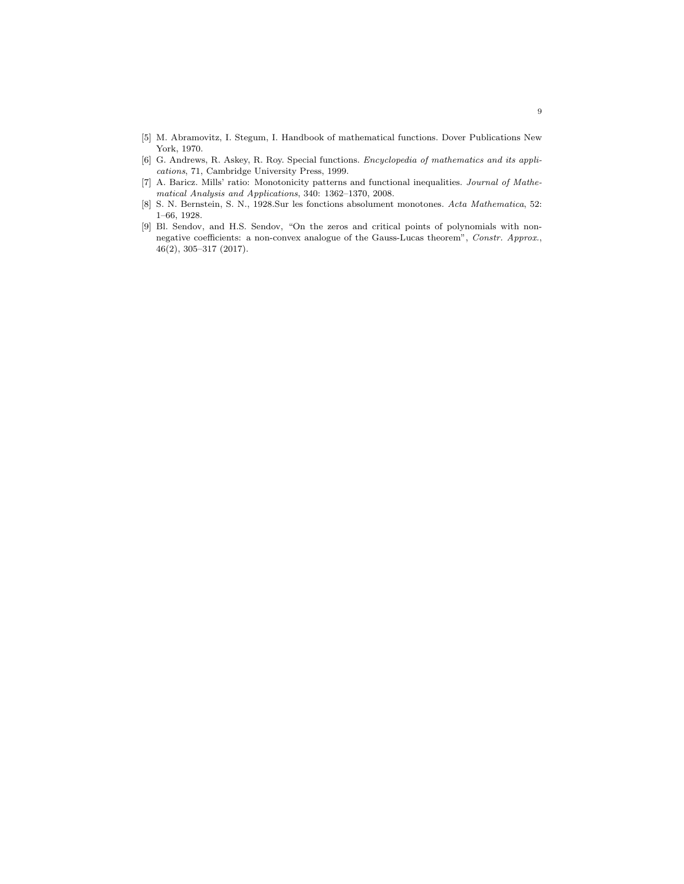[5] M. Abramovitz, I. Stegum, I. Handbook of mathematical functions. Dover Publications New York, 1970.

[6] G. Andrews, R. Askey, R. Roy. Special functions. *Encyclopedia of mathematics and its applications*, 71, Cambridge University Press, 1999.

[7] A. Baricz. Mills' ratio: Monotonicity patterns and functional inequalities. *Journal of Mathematical Analysis and Applications*, 340: 1362–1370, 2008.

[8] S. N. Bernstein, S. N., 1928.Sur les fonctions absolument monotones. *Acta Mathematica*, 52: 1–66, 1928.

[9] Bl. Sendov, and H.S. Sendov, "On the zeros and critical points of polynomials with nonnegative coefficients: a non-convex analogue of the Gauss-Lucas theorem", *Constr. Approx.*, 46(2), 305–317 (2017).